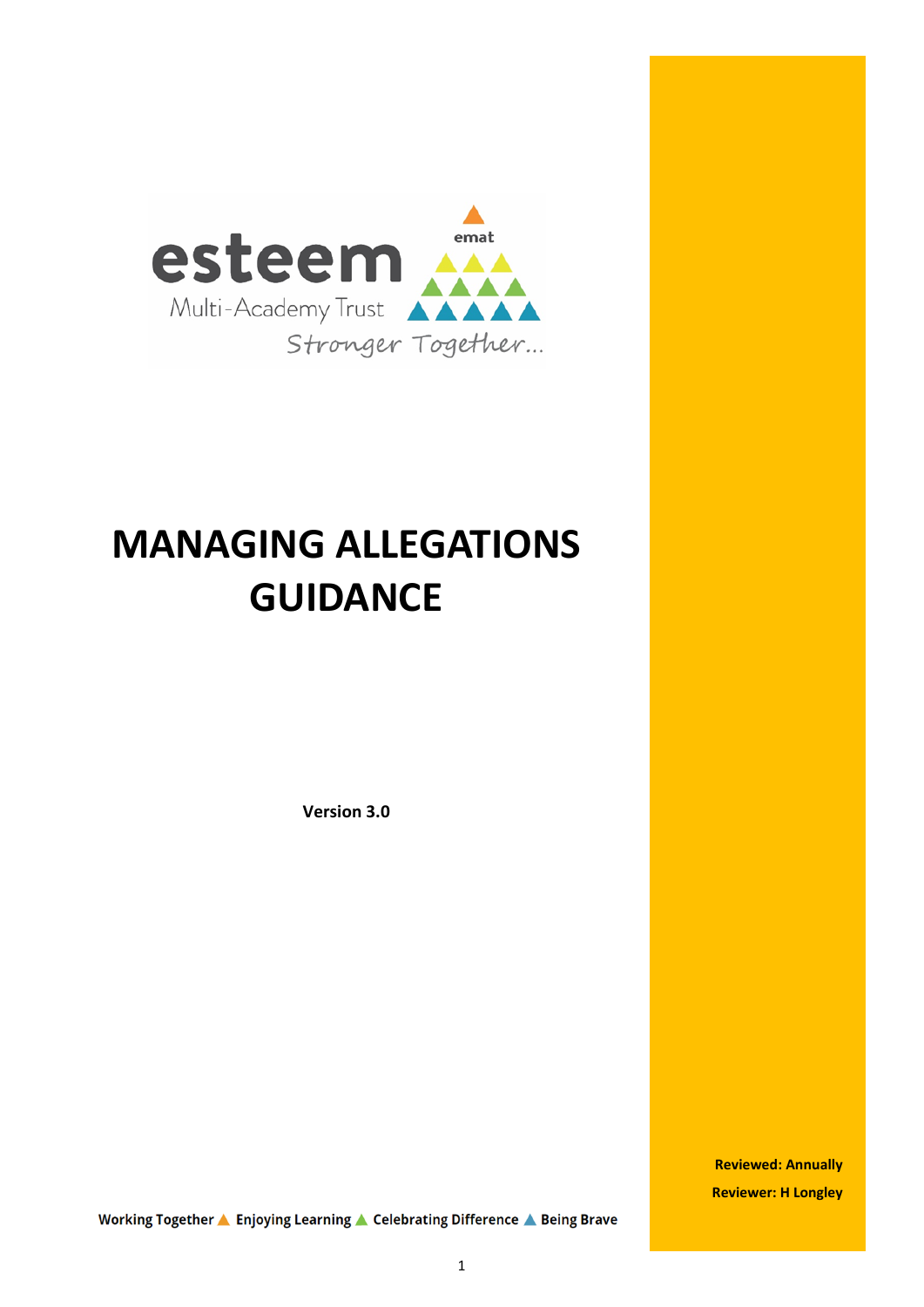esteem

Multi-Academy Trust

emat

Stronger Together...

# MANAGING ALLEGATIONS GUIDANCE

**Version 3.0**

**Reviewed: Annually**

**Reviewer: H Longley**

Working Together ▲ Enjoying Learning ▲ Celebrating Difference ▲ Being Brave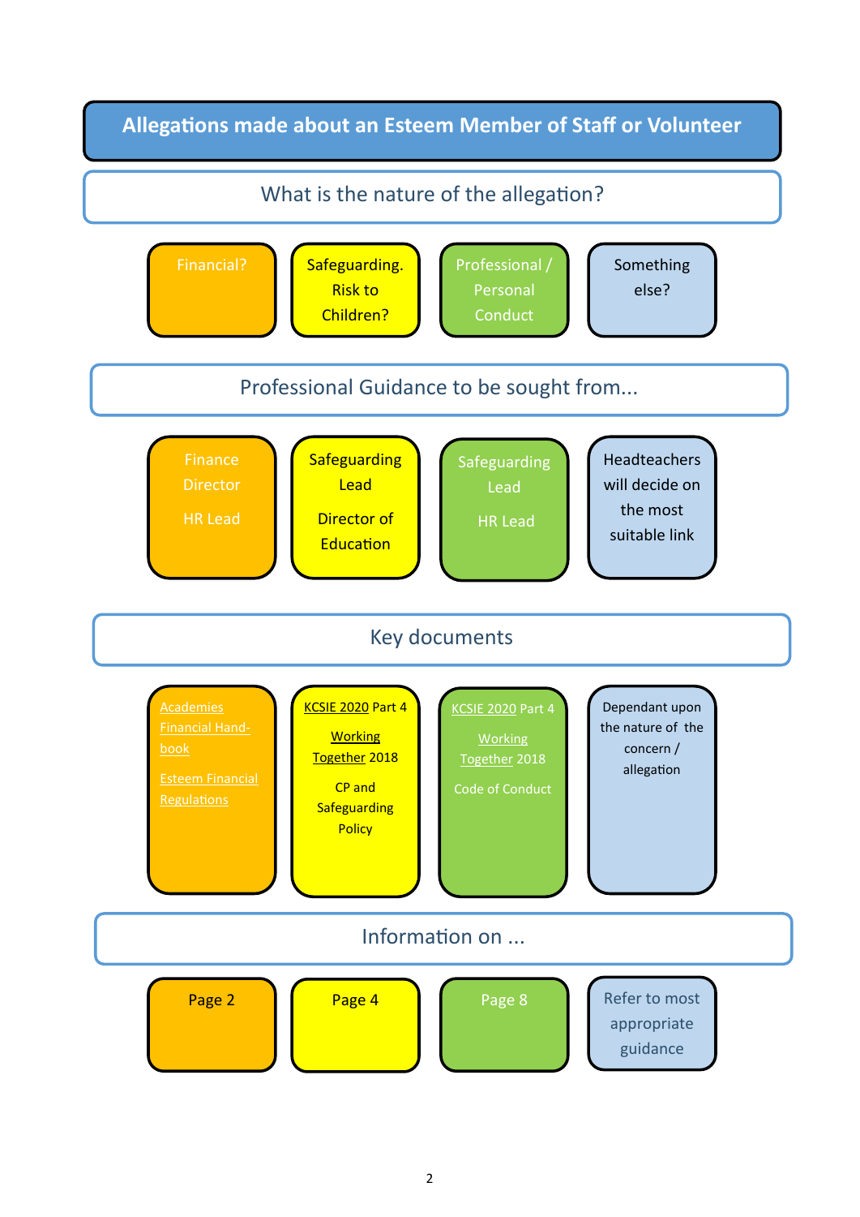# Allegations made about an Esteem Member of Staff or Volunteer

## What is the nature of the allegation?

| Financial? | Safeguarding. Risk to Children? | Professional / Personal Conduct | Something else? |
|---|---|---|---|

## Professional Guidance to be sought from...

| Financial | Safeguarding | Professional / Personal Conduct | Something else |
|---|---|---|---|
| Finance Director<br>HR Lead | Safeguarding Lead<br>Director of Education | Safeguarding Lead<br>HR Lead | Headteachers will decide on the most suitable link |

## Key documents

| Financial | Safeguarding | Professional / Personal Conduct | Something else |
|---|---|---|---|
| Academies Financial Handbook<br>Esteem Financial Regulations | KCSIE 2020 Part 4<br>Working Together 2018<br>CP and Safeguarding Policy | KCSIE 2020 Part 4<br>Working Together 2018<br>Code of Conduct | Dependant upon the nature of the concern / allegation |

## Information on ...

| Financial | Safeguarding | Professional / Personal Conduct | Something else |
|---|---|---|---|
| Page 2 | Page 4 | Page 8 | Refer to most appropriate guidance |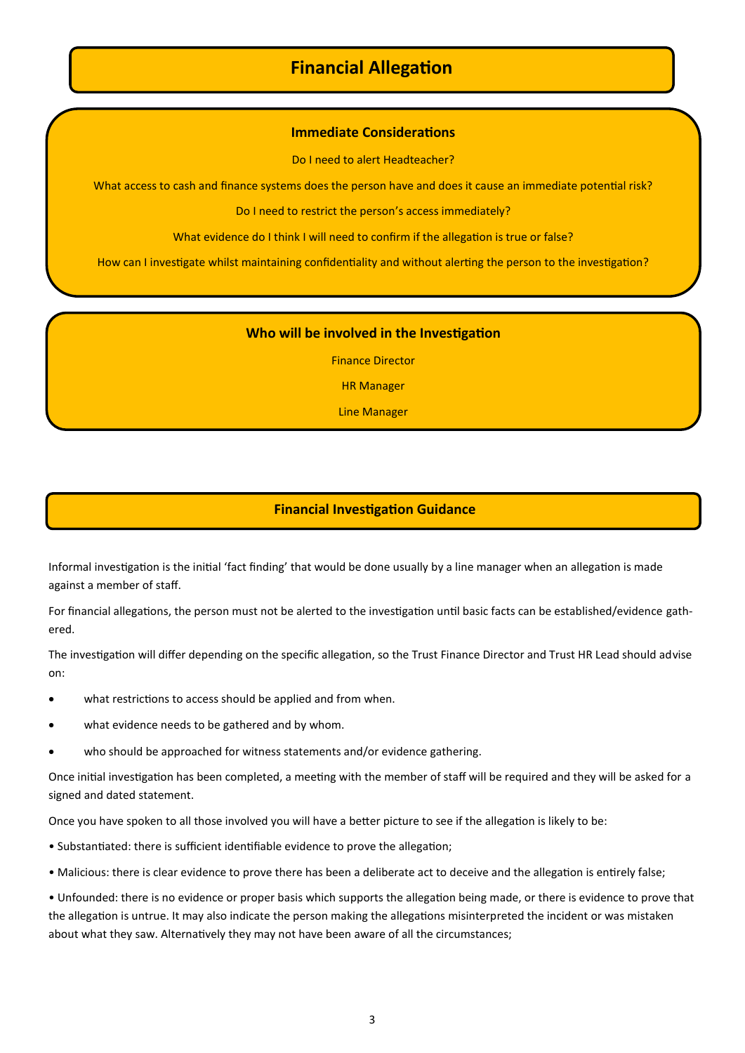# Financial Allegation

### Immediate Considerations

Do I need to alert Headteacher?

What access to cash and finance systems does the person have and does it cause an immediate potential risk?

Do I need to restrict the person's access immediately?

What evidence do I think I will need to confirm if the allegation is true or false?

How can I investigate whilst maintaining confidentiality and without alerting the person to the investigation?

### Who will be involved in the Investigation

Finance Director

HR Manager

Line Manager

## Financial Investigation Guidance

Informal investigation is the initial 'fact finding' that would be done usually by a line manager when an allegation is made against a member of staff.

For financial allegations, the person must not be alerted to the investigation until basic facts can be established/evidence gathered.

The investigation will differ depending on the specific allegation, so the Trust Finance Director and Trust HR Lead should advise on:

- what restrictions to access should be applied and from when.
- what evidence needs to be gathered and by whom.
- who should be approached for witness statements and/or evidence gathering.

Once initial investigation has been completed, a meeting with the member of staff will be required and they will be asked for a signed and dated statement.

Once you have spoken to all those involved you will have a better picture to see if the allegation is likely to be:

- Substantiated: there is sufficient identifiable evidence to prove the allegation;
- Malicious: there is clear evidence to prove there has been a deliberate act to deceive and the allegation is entirely false;
- Unfounded: there is no evidence or proper basis which supports the allegation being made, or there is evidence to prove that the allegation is untrue. It may also indicate the person making the allegations misinterpreted the incident or was mistaken about what they saw. Alternatively they may not have been aware of all the circumstances;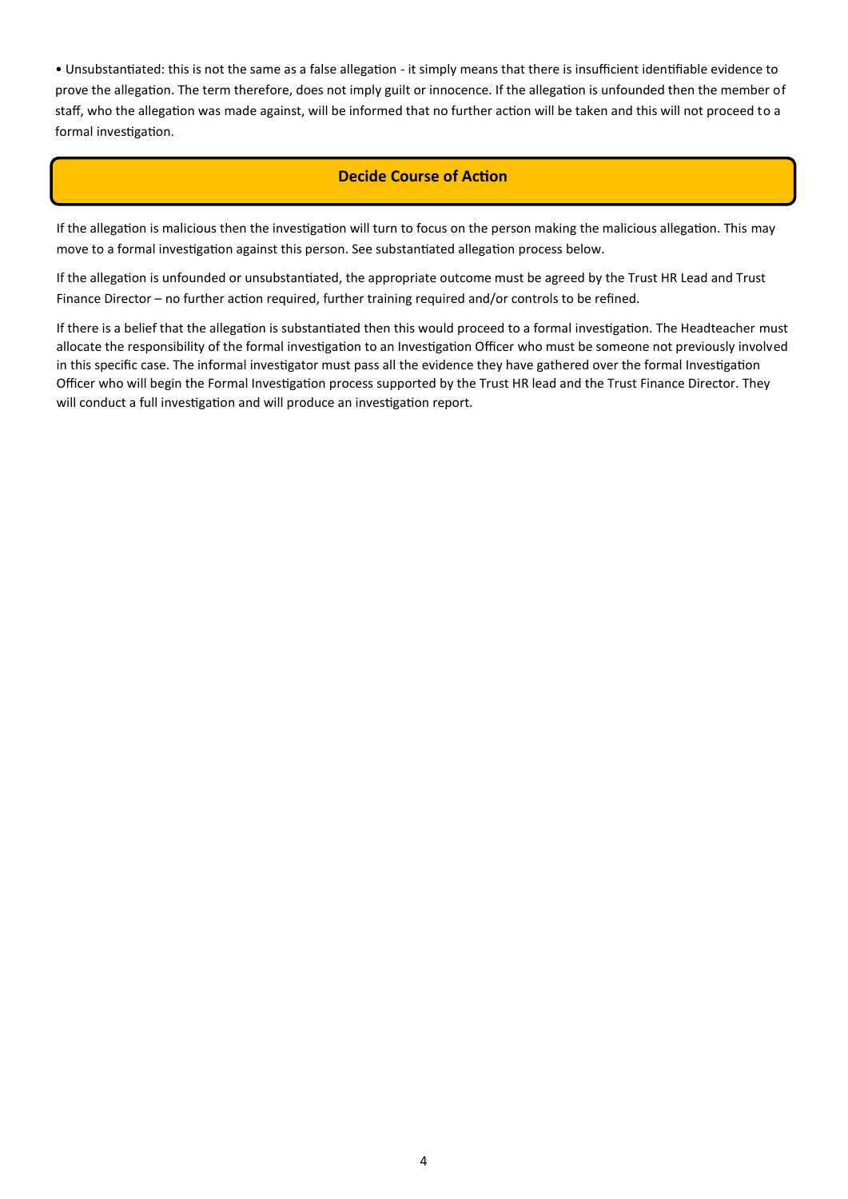- Unsubstantiated: this is not the same as a false allegation - it simply means that there is insufficient identifiable evidence to prove the allegation. The term therefore, does not imply guilt or innocence. If the allegation is unfounded then the member of staff, who the allegation was made against, will be informed that no further action will be taken and this will not proceed to a formal investigation.

## Decide Course of Action

If the allegation is malicious then the investigation will turn to focus on the person making the malicious allegation. This may move to a formal investigation against this person. See substantiated allegation process below.

If the allegation is unfounded or unsubstantiated, the appropriate outcome must be agreed by the Trust HR Lead and Trust Finance Director – no further action required, further training required and/or controls to be refined.

If there is a belief that the allegation is substantiated then this would proceed to a formal investigation. The Headteacher must allocate the responsibility of the formal investigation to an Investigation Officer who must be someone not previously involved in this specific case. The informal investigator must pass all the evidence they have gathered over the formal Investigation Officer who will begin the Formal Investigation process supported by the Trust HR lead and the Trust Finance Director. They will conduct a full investigation and will produce an investigation report.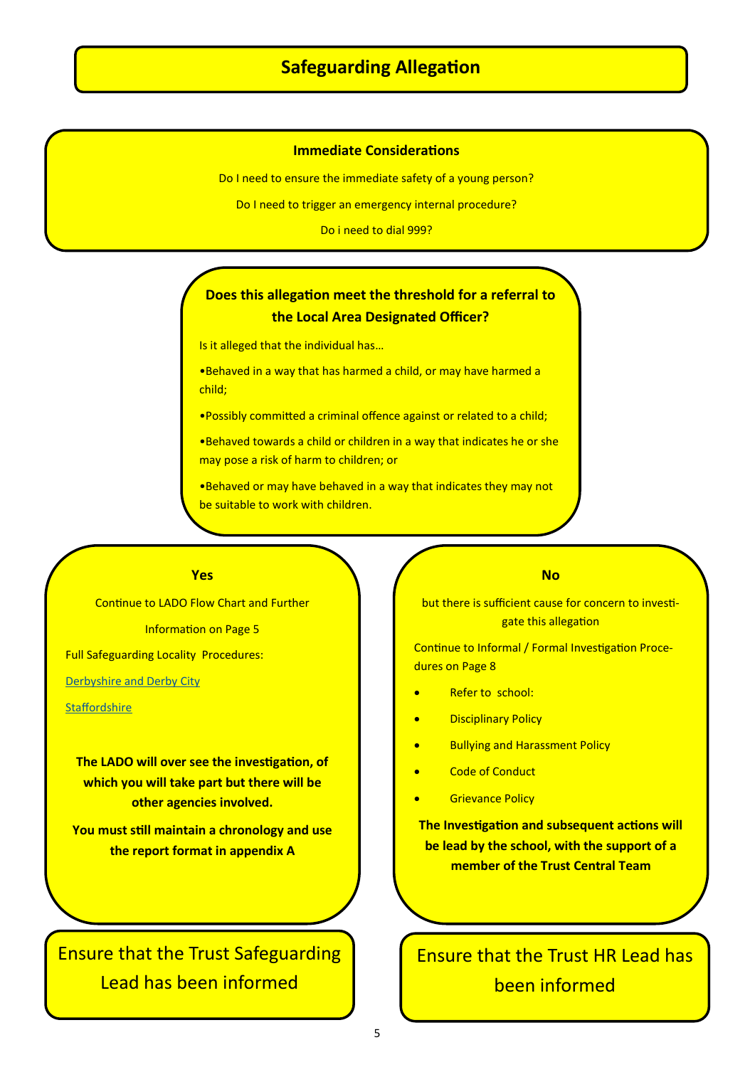# Safeguarding Allegation

**Immediate Considerations**

Do I need to ensure the immediate safety of a young person?

Do I need to trigger an emergency internal procedure?

Do i need to dial 999?

**Does this allegation meet the threshold for a referral to the Local Area Designated Officer?**

Is it alleged that the individual has…

•Behaved in a way that has harmed a child, or may have harmed a child;

•Possibly committed a criminal offence against or related to a child;

•Behaved towards a child or children in a way that indicates he or she may pose a risk of harm to children; or

•Behaved or may have behaved in a way that indicates they may not be suitable to work with children.

**Yes**

Continue to LADO Flow Chart and Further Information on Page 5

Full Safeguarding Locality Procedures:

[Derbyshire and Derby City]

[Staffordshire]

**The LADO will over see the investigation, of which you will take part but there will be other agencies involved.**

**You must still maintain a chronology and use the report format in appendix A**

Ensure that the Trust Safeguarding Lead has been informed

**No**

but there is sufficient cause for concern to investigate this allegation

Continue to Informal / Formal Investigation Procedures on Page 8

- Refer to school:
- Disciplinary Policy
- Bullying and Harassment Policy
- Code of Conduct
- Grievance Policy

**The Investigation and subsequent actions will be lead by the school, with the support of a member of the Trust Central Team**

Ensure that the Trust HR Lead has been informed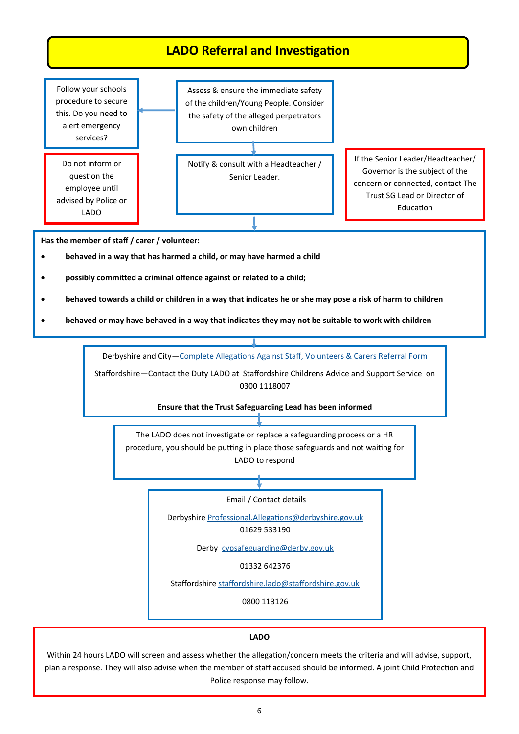# LADO Referral and Investigation

Assess & ensure the immediate safety of the children/Young People. Consider the safety of the alleged perpetrators own children

Follow your schools procedure to secure this. Do you need to alert emergency services?

Notify & consult with a Headteacher / Senior Leader.

Do not inform or question the employee until advised by Police or LADO

If the Senior Leader/Headteacher/ Governor is the subject of the concern or connected, contact The Trust SG Lead or Director of Education

**Has the member of staff / carer / volunteer:**

- **behaved in a way that has harmed a child, or may have harmed a child**
- **possibly committed a criminal offence against or related to a child;**
- **behaved towards a child or children in a way that indicates he or she may pose a risk of harm to children**
- **behaved or may have behaved in a way that indicates they may not be suitable to work with children**

Derbyshire and City—Complete Allegations Against Staff, Volunteers & Carers Referral Form

Staffordshire—Contact the Duty LADO at Staffordshire Childrens Advice and Support Service on 0300 1118007

**Ensure that the Trust Safeguarding Lead has been informed**

The LADO does not investigate or replace a safeguarding process or a HR procedure, you should be putting in place those safeguards and not waiting for LADO to respond

Email / Contact details

Derbyshire Professional.Allegations@derbyshire.gov.uk
01629 533190

Derby cypsafeguarding@derby.gov.uk

01332 642376

Staffordshire staffordshire.lado@staffordshire.gov.uk

0800 113126

**LADO**

Within 24 hours LADO will screen and assess whether the allegation/concern meets the criteria and will advise, support, plan a response. They will also advise when the member of staff accused should be informed. A joint Child Protection and Police response may follow.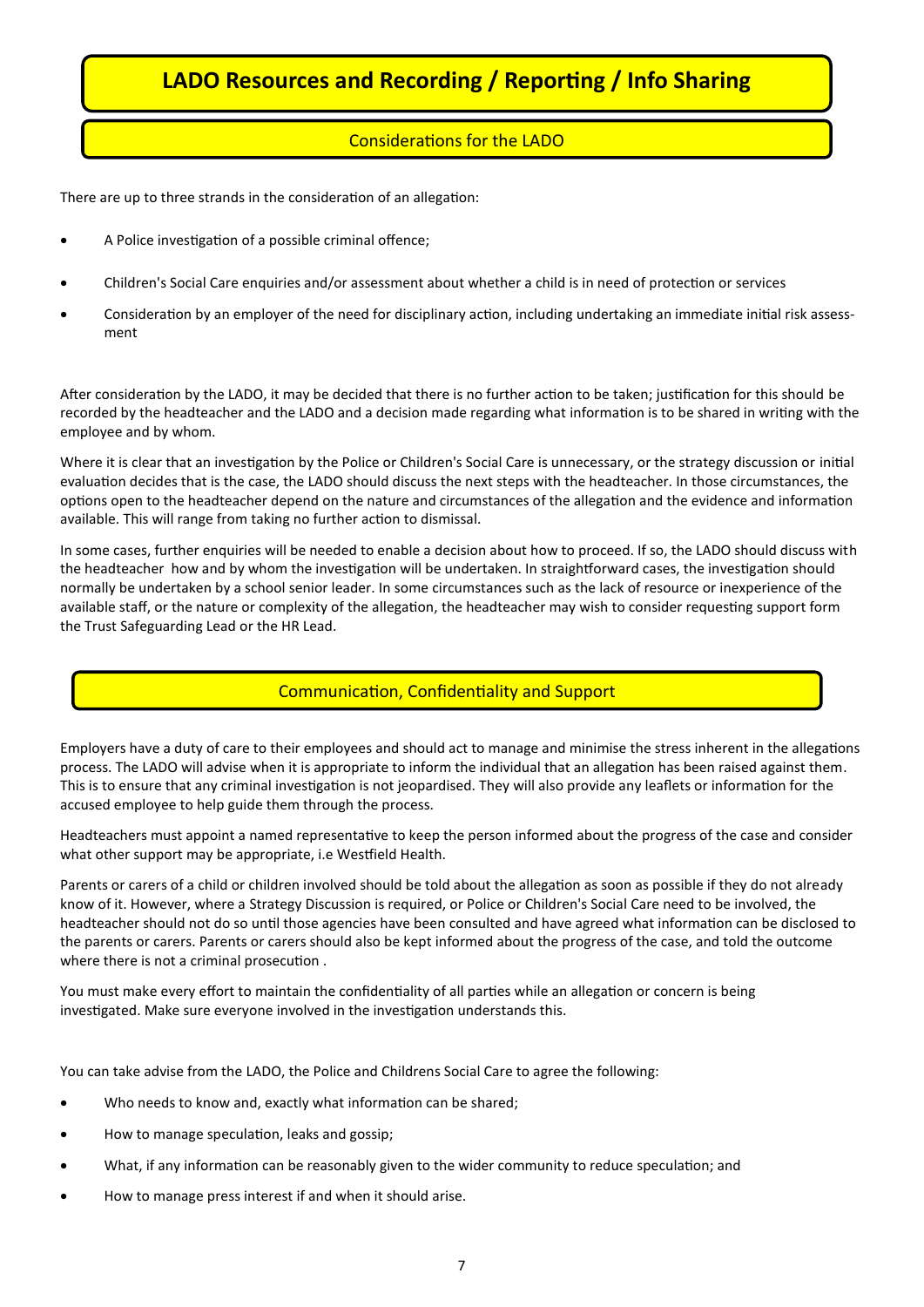# LADO Resources and Recording / Reporting / Info Sharing

## Considerations for the LADO

There are up to three strands in the consideration of an allegation:

- A Police investigation of a possible criminal offence;
- Children's Social Care enquiries and/or assessment about whether a child is in need of protection or services
- Consideration by an employer of the need for disciplinary action, including undertaking an immediate initial risk assessment

After consideration by the LADO, it may be decided that there is no further action to be taken; justification for this should be recorded by the headteacher and the LADO and a decision made regarding what information is to be shared in writing with the employee and by whom.

Where it is clear that an investigation by the Police or Children's Social Care is unnecessary, or the strategy discussion or initial evaluation decides that is the case, the LADO should discuss the next steps with the headteacher. In those circumstances, the options open to the headteacher depend on the nature and circumstances of the allegation and the evidence and information available. This will range from taking no further action to dismissal.

In some cases, further enquiries will be needed to enable a decision about how to proceed. If so, the LADO should discuss with the headteacher how and by whom the investigation will be undertaken. In straightforward cases, the investigation should normally be undertaken by a school senior leader. In some circumstances such as the lack of resource or inexperience of the available staff, or the nature or complexity of the allegation, the headteacher may wish to consider requesting support form the Trust Safeguarding Lead or the HR Lead.

## Communication, Confidentiality and Support

Employers have a duty of care to their employees and should act to manage and minimise the stress inherent in the allegations process. The LADO will advise when it is appropriate to inform the individual that an allegation has been raised against them. This is to ensure that any criminal investigation is not jeopardised. They will also provide any leaflets or information for the accused employee to help guide them through the process.

Headteachers must appoint a named representative to keep the person informed about the progress of the case and consider what other support may be appropriate, i.e Westfield Health.

Parents or carers of a child or children involved should be told about the allegation as soon as possible if they do not already know of it. However, where a Strategy Discussion is required, or Police or Children's Social Care need to be involved, the headteacher should not do so until those agencies have been consulted and have agreed what information can be disclosed to the parents or carers. Parents or carers should also be kept informed about the progress of the case, and told the outcome where there is not a criminal prosecution .

You must make every effort to maintain the confidentiality of all parties while an allegation or concern is being investigated. Make sure everyone involved in the investigation understands this.

You can take advise from the LADO, the Police and Childrens Social Care to agree the following:

- Who needs to know and, exactly what information can be shared;
- How to manage speculation, leaks and gossip;
- What, if any information can be reasonably given to the wider community to reduce speculation; and
- How to manage press interest if and when it should arise.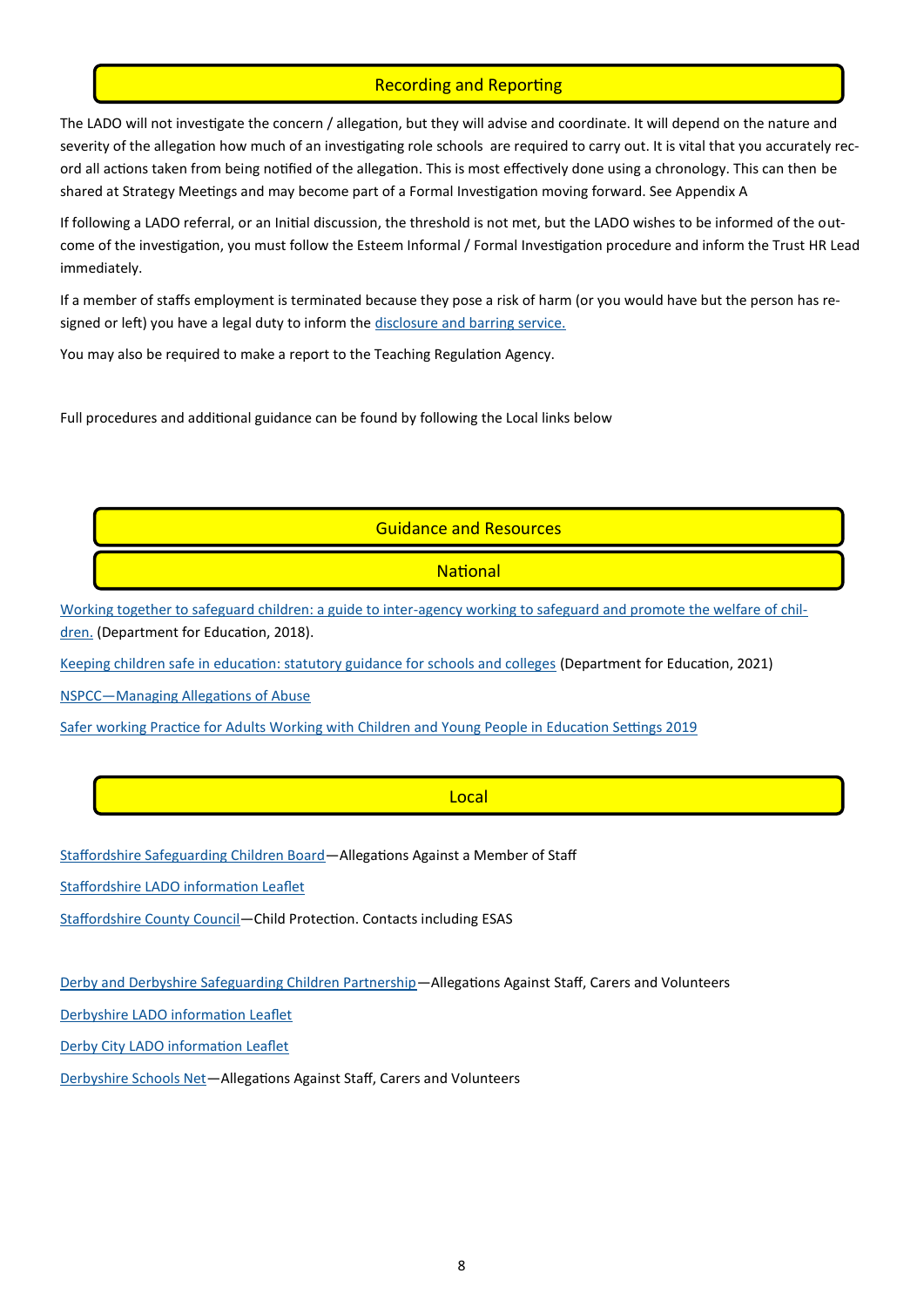## Recording and Reporting

The LADO will not investigate the concern / allegation, but they will advise and coordinate. It will depend on the nature and severity of the allegation how much of an investigating role schools are required to carry out. It is vital that you accurately record all actions taken from being notified of the allegation. This is most effectively done using a chronology. This can then be shared at Strategy Meetings and may become part of a Formal Investigation moving forward. See Appendix A

If following a LADO referral, or an Initial discussion, the threshold is not met, but the LADO wishes to be informed of the outcome of the investigation, you must follow the Esteem Informal / Formal Investigation procedure and inform the Trust HR Lead immediately.

If a member of staffs employment is terminated because they pose a risk of harm (or you would have but the person has resigned or left) you have a legal duty to inform the disclosure and barring service.

You may also be required to make a report to the Teaching Regulation Agency.

Full procedures and additional guidance can be found by following the Local links below

## Guidance and Resources

### National

Working together to safeguard children: a guide to inter-agency working to safeguard and promote the welfare of children. (Department for Education, 2018).

Keeping children safe in education: statutory guidance for schools and colleges (Department for Education, 2021)

NSPCC—Managing Allegations of Abuse

Safer working Practice for Adults Working with Children and Young People in Education Settings 2019

### Local

Staffordshire Safeguarding Children Board—Allegations Against a Member of Staff

Staffordshire LADO information Leaflet

Staffordshire County Council—Child Protection. Contacts including ESAS

Derby and Derbyshire Safeguarding Children Partnership—Allegations Against Staff, Carers and Volunteers

Derbyshire LADO information Leaflet

Derby City LADO information Leaflet

Derbyshire Schools Net—Allegations Against Staff, Carers and Volunteers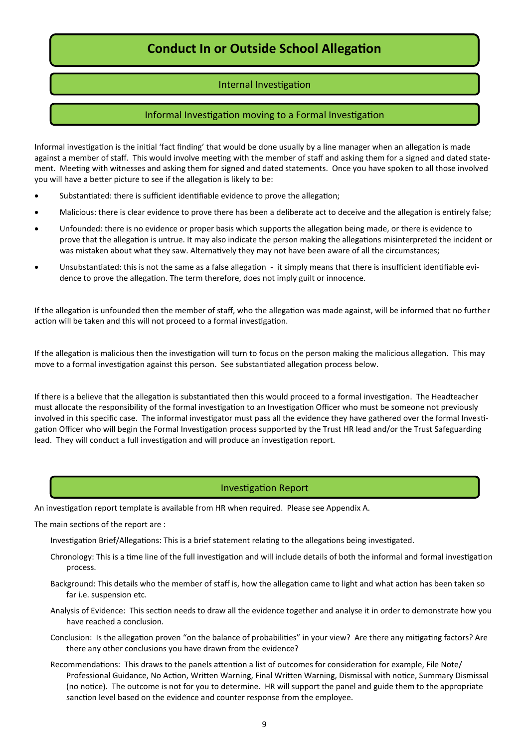# Conduct In or Outside School Allegation

## Internal Investigation

### Informal Investigation moving to a Formal Investigation

Informal investigation is the initial 'fact finding' that would be done usually by a line manager when an allegation is made against a member of staff. This would involve meeting with the member of staff and asking them for a signed and dated statement. Meeting with witnesses and asking them for signed and dated statements. Once you have spoken to all those involved you will have a better picture to see if the allegation is likely to be:

- Substantiated: there is sufficient identifiable evidence to prove the allegation;
- Malicious: there is clear evidence to prove there has been a deliberate act to deceive and the allegation is entirely false;
- Unfounded: there is no evidence or proper basis which supports the allegation being made, or there is evidence to prove that the allegation is untrue. It may also indicate the person making the allegations misinterpreted the incident or was mistaken about what they saw. Alternatively they may not have been aware of all the circumstances;
- Unsubstantiated: this is not the same as a false allegation - it simply means that there is insufficient identifiable evidence to prove the allegation. The term therefore, does not imply guilt or innocence.

If the allegation is unfounded then the member of staff, who the allegation was made against, will be informed that no further action will be taken and this will not proceed to a formal investigation.

If the allegation is malicious then the investigation will turn to focus on the person making the malicious allegation. This may move to a formal investigation against this person. See substantiated allegation process below.

If there is a believe that the allegation is substantiated then this would proceed to a formal investigation. The Headteacher must allocate the responsibility of the formal investigation to an Investigation Officer who must be someone not previously involved in this specific case. The informal investigator must pass all the evidence they have gathered over the formal Investigation Officer who will begin the Formal Investigation process supported by the Trust HR lead and/or the Trust Safeguarding lead. They will conduct a full investigation and will produce an investigation report.

## Investigation Report

An investigation report template is available from HR when required. Please see Appendix A.

The main sections of the report are :

Investigation Brief/Allegations: This is a brief statement relating to the allegations being investigated.

Chronology: This is a time line of the full investigation and will include details of both the informal and formal investigation process.

Background: This details who the member of staff is, how the allegation came to light and what action has been taken so far i.e. suspension etc.

Analysis of Evidence: This section needs to draw all the evidence together and analyse it in order to demonstrate how you have reached a conclusion.

Conclusion: Is the allegation proven "on the balance of probabilities" in your view? Are there any mitigating factors? Are there any other conclusions you have drawn from the evidence?

Recommendations: This draws to the panels attention a list of outcomes for consideration for example, File Note/ Professional Guidance, No Action, Written Warning, Final Written Warning, Dismissal with notice, Summary Dismissal (no notice). The outcome is not for you to determine. HR will support the panel and guide them to the appropriate sanction level based on the evidence and counter response from the employee.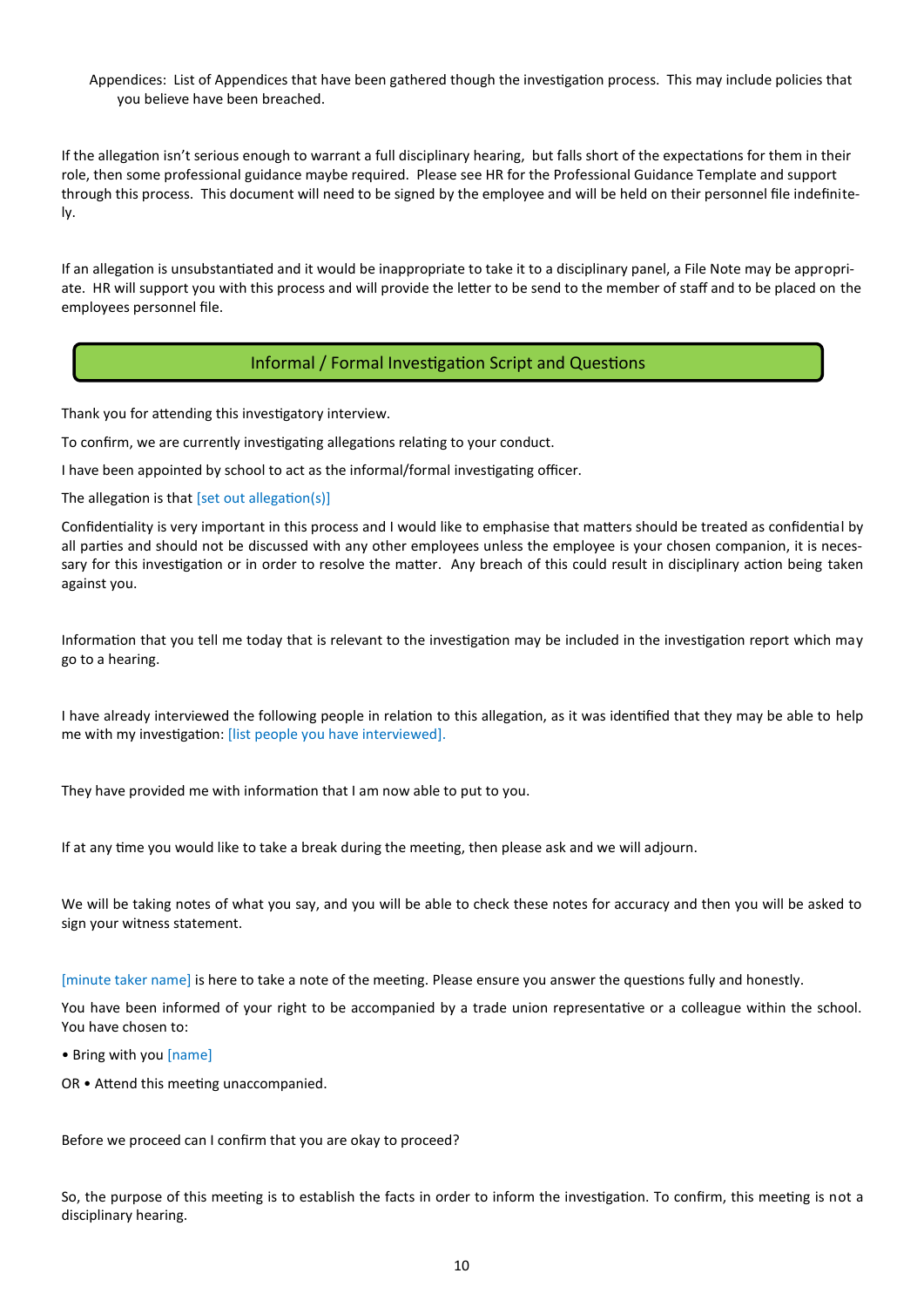Appendices: List of Appendices that have been gathered though the investigation process. This may include policies that you believe have been breached.

If the allegation isn't serious enough to warrant a full disciplinary hearing, but falls short of the expectations for them in their role, then some professional guidance maybe required. Please see HR for the Professional Guidance Template and support through this process. This document will need to be signed by the employee and will be held on their personnel file indefinitely.

If an allegation is unsubstantiated and it would be inappropriate to take it to a disciplinary panel, a File Note may be appropriate. HR will support you with this process and will provide the letter to be send to the member of staff and to be placed on the employees personnel file.

## Informal / Formal Investigation Script and Questions

Thank you for attending this investigatory interview.

To confirm, we are currently investigating allegations relating to your conduct.

I have been appointed by school to act as the informal/formal investigating officer.

The allegation is that [set out allegation(s)]

Confidentiality is very important in this process and I would like to emphasise that matters should be treated as confidential by all parties and should not be discussed with any other employees unless the employee is your chosen companion, it is necessary for this investigation or in order to resolve the matter. Any breach of this could result in disciplinary action being taken against you.

Information that you tell me today that is relevant to the investigation may be included in the investigation report which may go to a hearing.

I have already interviewed the following people in relation to this allegation, as it was identified that they may be able to help me with my investigation: [list people you have interviewed].

They have provided me with information that I am now able to put to you.

If at any time you would like to take a break during the meeting, then please ask and we will adjourn.

We will be taking notes of what you say, and you will be able to check these notes for accuracy and then you will be asked to sign your witness statement.

[minute taker name] is here to take a note of the meeting. Please ensure you answer the questions fully and honestly.

You have been informed of your right to be accompanied by a trade union representative or a colleague within the school. You have chosen to:

- Bring with you [name]

OR • Attend this meeting unaccompanied.

Before we proceed can I confirm that you are okay to proceed?

So, the purpose of this meeting is to establish the facts in order to inform the investigation. To confirm, this meeting is not a disciplinary hearing.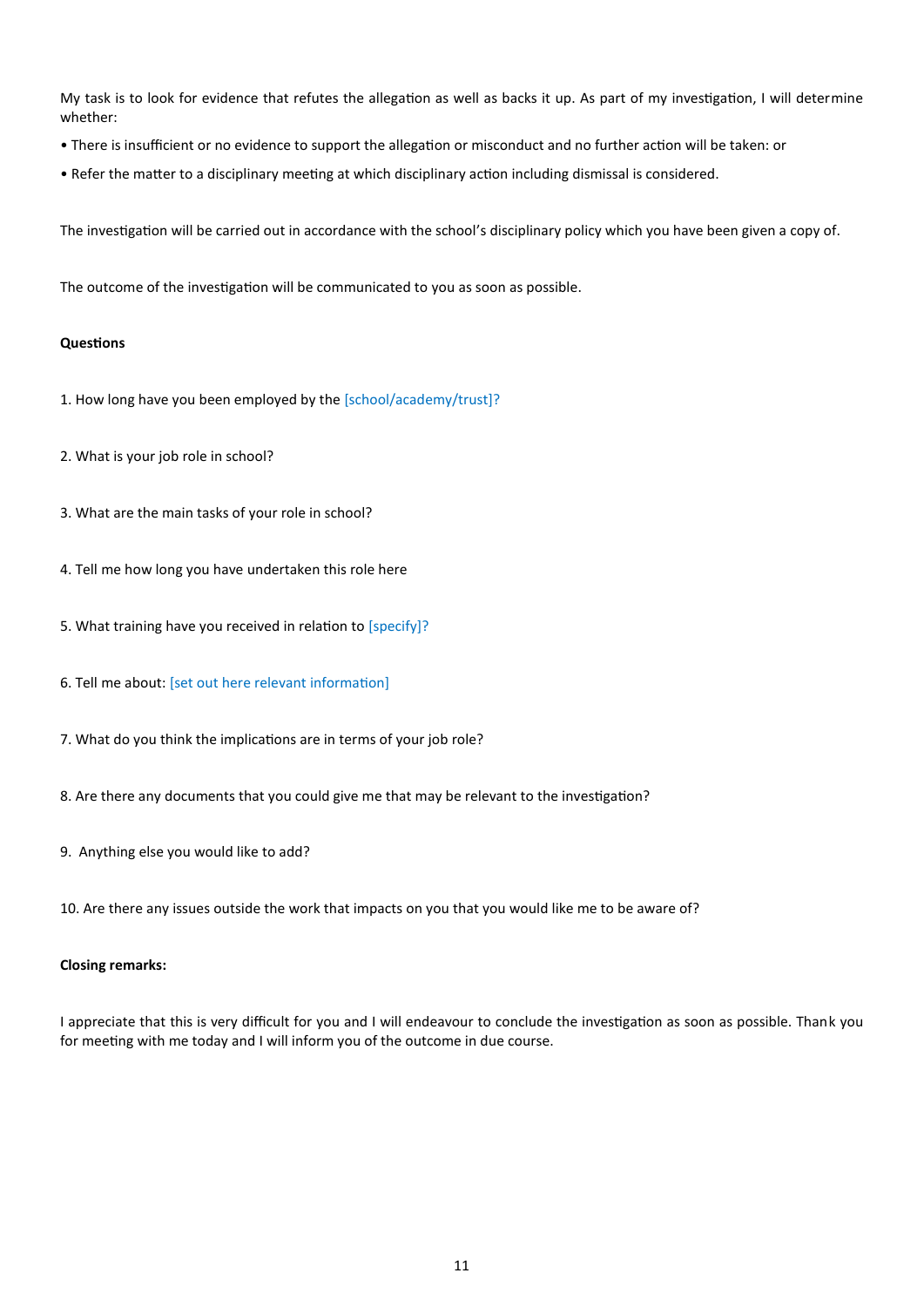My task is to look for evidence that refutes the allegation as well as backs it up. As part of my investigation, I will determine whether:

• There is insufficient or no evidence to support the allegation or misconduct and no further action will be taken: or

• Refer the matter to a disciplinary meeting at which disciplinary action including dismissal is considered.

The investigation will be carried out in accordance with the school's disciplinary policy which you have been given a copy of.

The outcome of the investigation will be communicated to you as soon as possible.

**Questions**

1. How long have you been employed by the [school/academy/trust]?

2. What is your job role in school?

3. What are the main tasks of your role in school?

4. Tell me how long you have undertaken this role here

5. What training have you received in relation to [specify]?

6. Tell me about: [set out here relevant information]

7. What do you think the implications are in terms of your job role?

8. Are there any documents that you could give me that may be relevant to the investigation?

9. Anything else you would like to add?

10. Are there any issues outside the work that impacts on you that you would like me to be aware of?

**Closing remarks:**

I appreciate that this is very difficult for you and I will endeavour to conclude the investigation as soon as possible. Thank you for meeting with me today and I will inform you of the outcome in due course.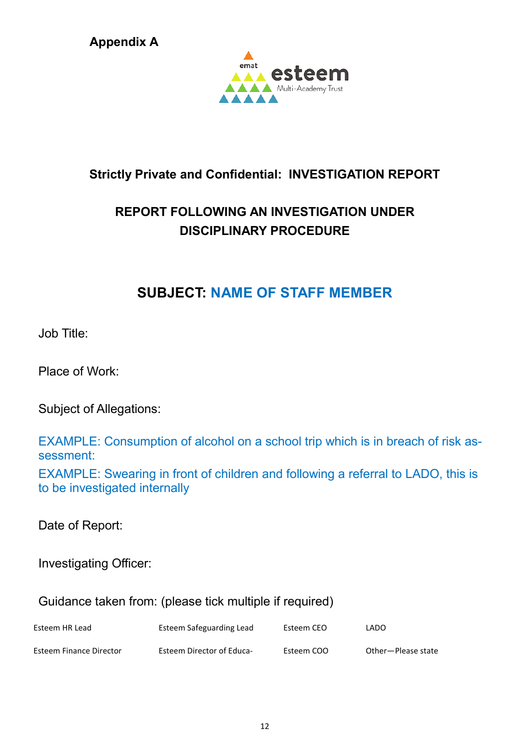**Appendix A**

## Strictly Private and Confidential: INVESTIGATION REPORT

## REPORT FOLLOWING AN INVESTIGATION UNDER DISCIPLINARY PROCEDURE

# SUBJECT: NAME OF STAFF MEMBER

Job Title:

Place of Work:

Subject of Allegations:

EXAMPLE: Consumption of alcohol on a school trip which is in breach of risk assessment:

EXAMPLE: Swearing in front of children and following a referral to LADO, this is to be investigated internally

Date of Report:

Investigating Officer:

Guidance taken from: (please tick multiple if required)

| | | | |
|---|---|---|---|
| Esteem HR Lead | Esteem Safeguarding Lead | Esteem CEO | LADO |
| Esteem Finance Director | Esteem Director of Educa- | Esteem COO | Other—Please state |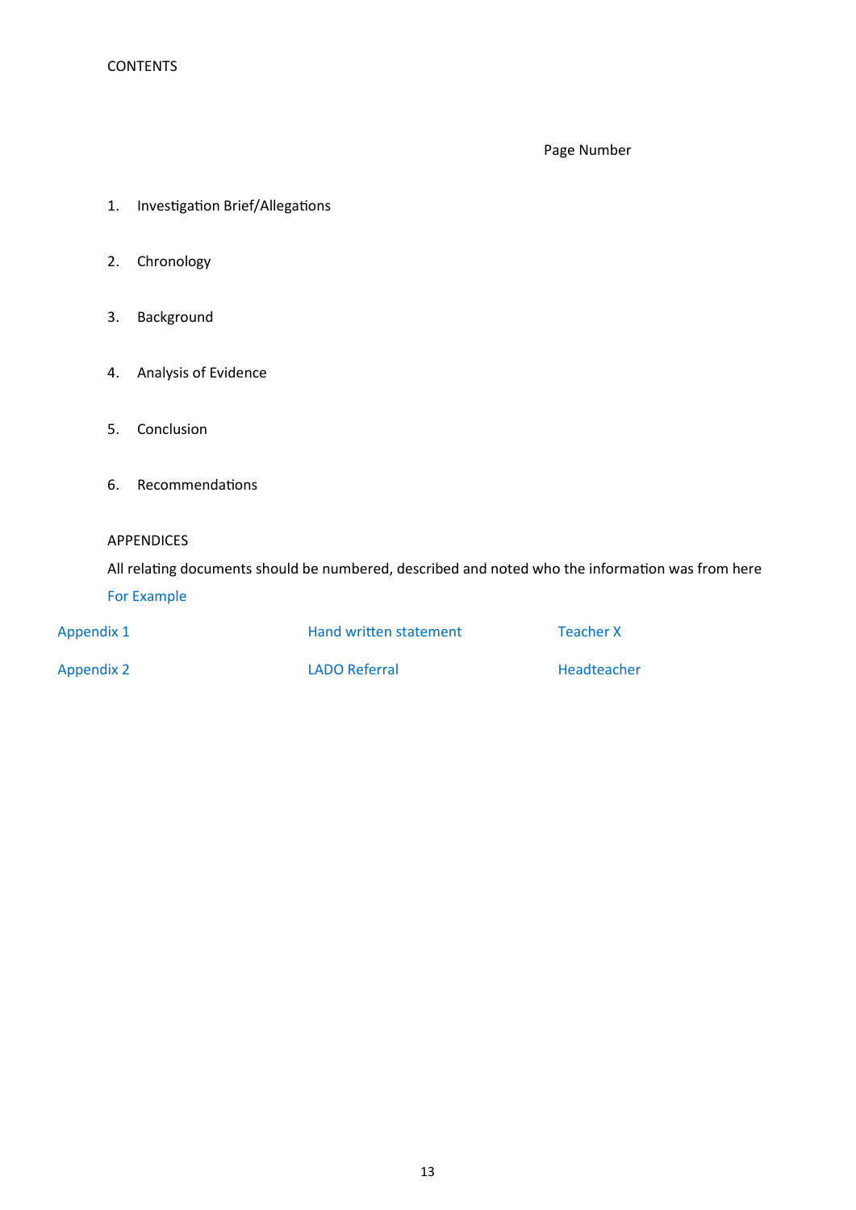CONTENTS

Page Number

1. Investigation Brief/Allegations

2. Chronology

3. Background

4. Analysis of Evidence

5. Conclusion

6. Recommendations

APPENDICES

All relating documents should be numbered, described and noted who the information was from here

For Example

| | | |
|---|---|---|
| Appendix 1 | Hand written statement | Teacher X |
| Appendix 2 | LADO Referral | Headteacher |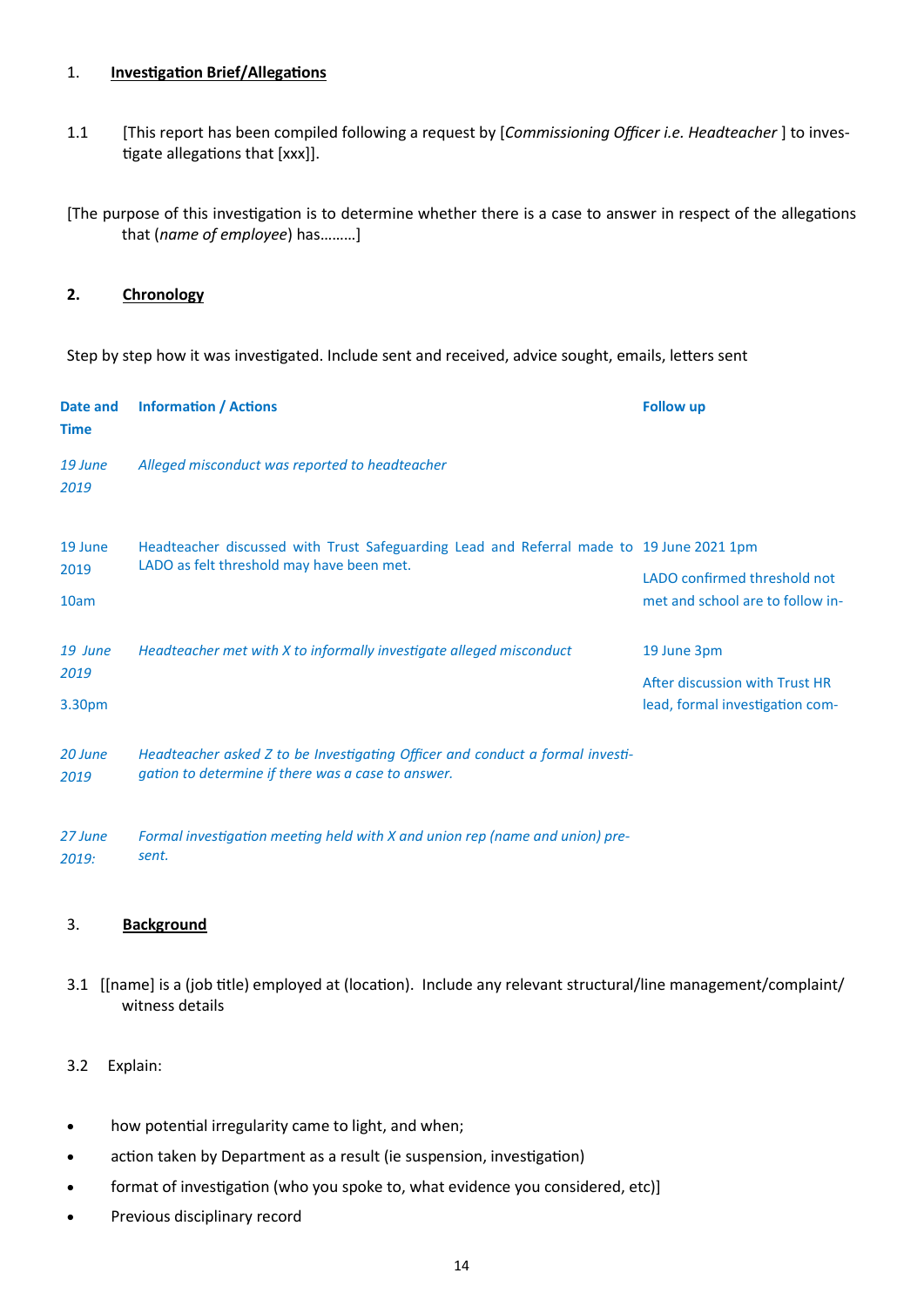1. **Investigation Brief/Allegations**

1.1 [This report has been compiled following a request by [*Commissioning Officer i.e. Headteacher* ] to investigate allegations that [xxx]].

[The purpose of this investigation is to determine whether there is a case to answer in respect of the allegations that (*name of employee*) has………]

2. **Chronology**

Step by step how it was investigated. Include sent and received, advice sought, emails, letters sent

| Date and Time | Information / Actions | Follow up |
|---|---|---|
| *19 June 2019* | *Alleged misconduct was reported to headteacher* | |
| 19 June 2019 10am | Headteacher discussed with Trust Safeguarding Lead and Referral made to LADO as felt threshold may have been met. | 19 June 2021 1pm LADO confirmed threshold not met and school are to follow in- |
| *19 June 2019* 3.30pm | *Headteacher met with X to informally investigate alleged misconduct* | 19 June 3pm After discussion with Trust HR lead, formal investigation com- |
| *20 June 2019* | *Headteacher asked Z to be Investigating Officer and conduct a formal investigation to determine if there was a case to answer.* | |
| *27 June 2019:* | *Formal investigation meeting held with X and union rep (name and union) present.* | |

3. **Background**

3.1 [[name] is a (job title) employed at (location). Include any relevant structural/line management/complaint/ witness details

3.2 Explain:

- how potential irregularity came to light, and when;
- action taken by Department as a result (ie suspension, investigation)
- format of investigation (who you spoke to, what evidence you considered, etc)]
- Previous disciplinary record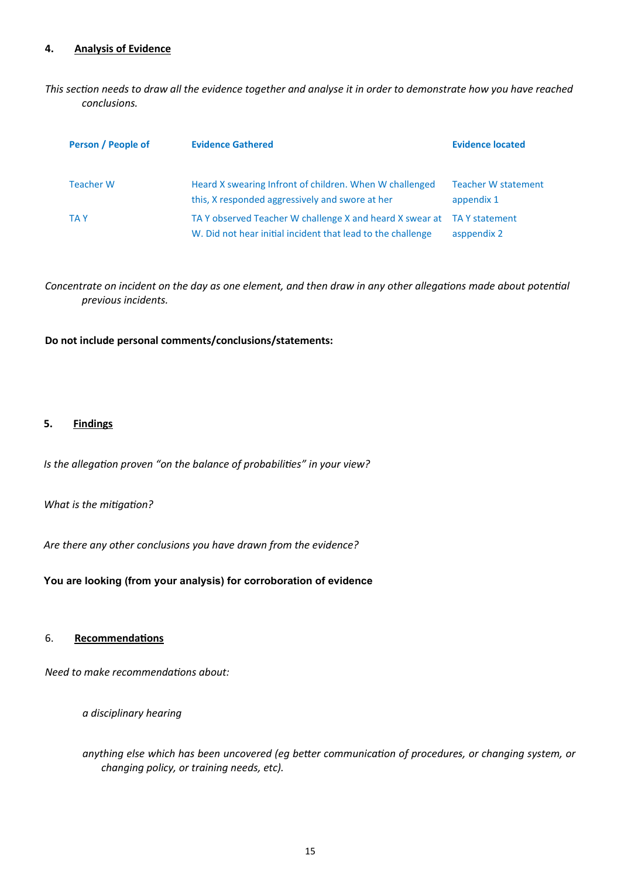## 4. Analysis of Evidence

*This section needs to draw all the evidence together and analyse it in order to demonstrate how you have reached conclusions.*

| Person / People of | Evidence Gathered | Evidence located |
|---|---|---|
| Teacher W | Heard X swearing Infront of children. When W challenged this, X responded aggressively and swore at her | Teacher W statement appendix 1 |
| TA Y | TA Y observed Teacher W challenge X and heard X swear at W. Did not hear initial incident that lead to the challenge | TA Y statement asppendix 2 |

*Concentrate on incident on the day as one element, and then draw in any other allegations made about potential previous incidents.*

**Do not include personal comments/conclusions/statements:**

## 5. Findings

*Is the allegation proven "on the balance of probabilities" in your view?*

*What is the mitigation?*

*Are there any other conclusions you have drawn from the evidence?*

**You are looking (from your analysis) for corroboration of evidence**

## 6. Recommendations

*Need to make recommendations about:*

*a disciplinary hearing*

*anything else which has been uncovered (eg better communication of procedures, or changing system, or changing policy, or training needs, etc).*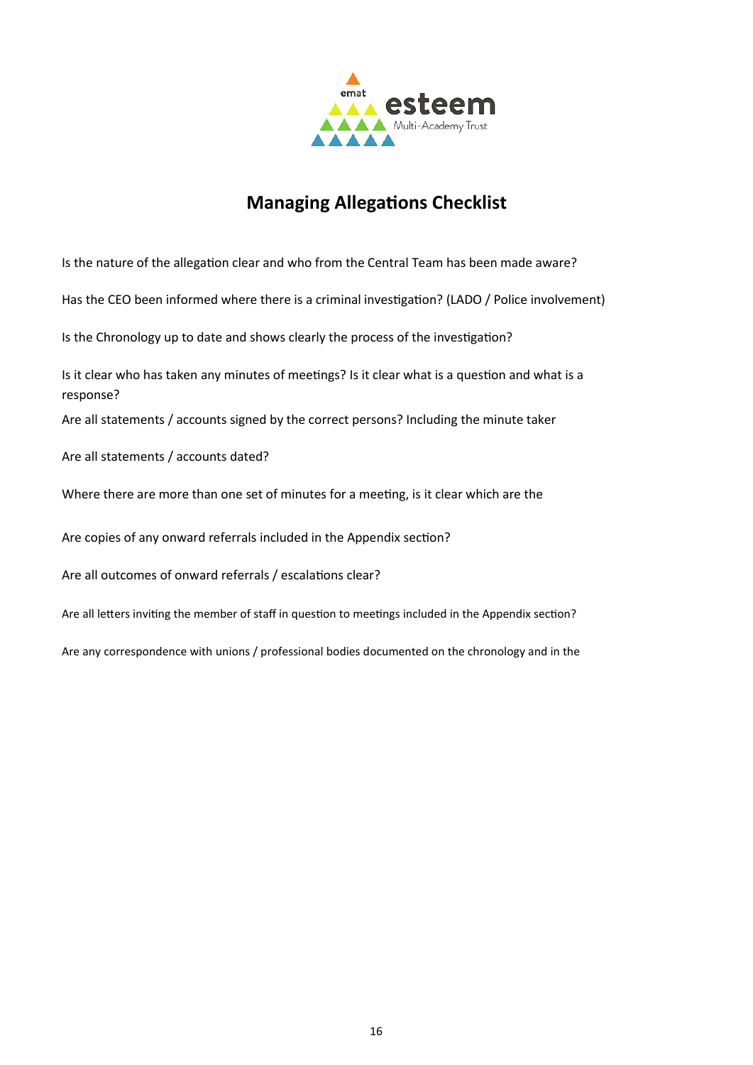# Managing Allegations Checklist

Is the nature of the allegation clear and who from the Central Team has been made aware?

Has the CEO been informed where there is a criminal investigation? (LADO / Police involvement)

Is the Chronology up to date and shows clearly the process of the investigation?

Is it clear who has taken any minutes of meetings? Is it clear what is a question and what is a response?

Are all statements / accounts signed by the correct persons? Including the minute taker

Are all statements / accounts dated?

Where there are more than one set of minutes for a meeting, is it clear which are the

Are copies of any onward referrals included in the Appendix section?

Are all outcomes of onward referrals / escalations clear?

Are all letters inviting the member of staff in question to meetings included in the Appendix section?

Are any correspondence with unions / professional bodies documented on the chronology and in the